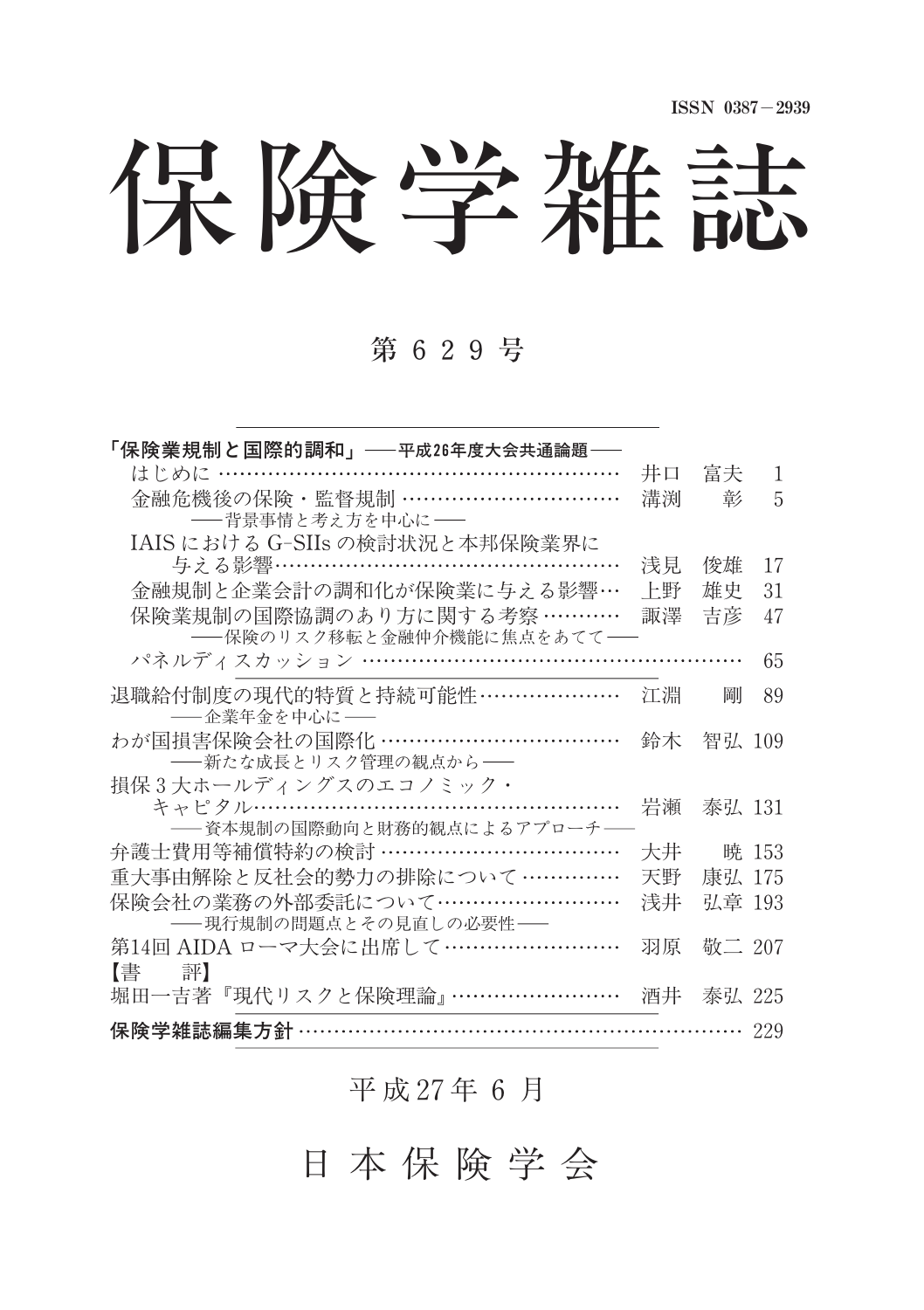ISSN 0387－2939

# 保険学雑誌

## 第 6 2 9 号

**「保険業規制と国際的調和」** ――**平成26年度大会共通論題**――

| | | |
|---|---|---|
| はじめに …………………………………………………… | 井口　富夫 | 1 |
| 金融危機後の保険・監督規制 …………………………… ――背景事情と考え方を中心に―― | 溝渕　　彰 | 5 |
| IAIS における G-SIIs の検討状況と本邦保険業界に与える影響…………………………………………… | 浅見　俊雄 | 17 |
| 金融規制と企業会計の調和化が保険業に与える影響… | 上野　雄史 | 31 |
| 保険業規制の国際協調のあり方に関する考察 ………… ――保険のリスク移転と金融仲介機能に焦点をあてて―― | 諏澤　吉彦 | 47 |
| パネルディスカッション ……………………………………………… | | 65 |
| 退職給付制度の現代的特質と持続可能性………………… ――企業年金を中心に―― | 江淵　　剛 | 89 |
| わが国損害保険会社の国際化 …………………………… ――新たな成長とリスク管理の観点から―― | 鈴木　智弘 | 109 |
| 損保３大ホールディングスのエコノミック・キャピタル……………………………………………… ――資本規制の国際動向と財務的観点によるアプローチ―― | 岩瀬　泰弘 | 131 |
| 弁護士費用等補償特約の検討 …………………………… | 大井　　暁 | 153 |
| 重大事由解除と反社会的勢力の排除について ………… | 天野　康弘 | 175 |
| 保険会社の業務の外部委託について…………………… ――現行規制の問題点とその見直しの必要性―― | 浅井　弘章 | 193 |
| 第14回 AIDA ローマ大会に出席して …………………… | 羽原　敬二 | 207 |
| 【書　　評】 | | |
| 堀田一吉著『現代リスクと保険理論』…………………… | 酒井　泰弘 | 225 |
| **保険学雑誌編集方針** ………………………………………………………… | | 229 |

平成27年 6 月

日 本 保 険 学 会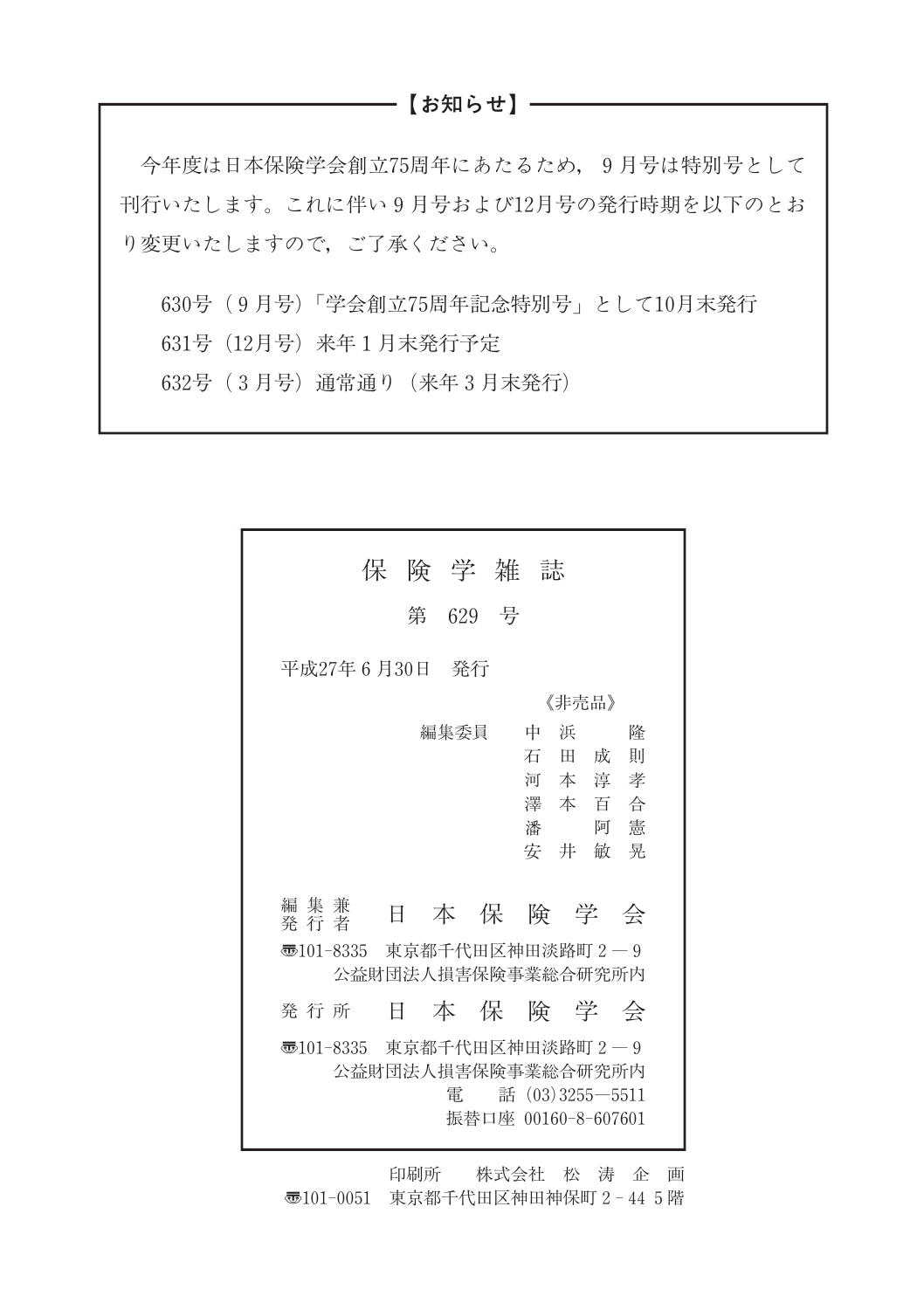## 【お知らせ】

今年度は日本保険学会創立75周年にあたるため，９月号は特別号として刊行いたします。これに伴い９月号および12月号の発行時期を以下のとおり変更いたしますので，ご了承ください。

630号（９月号）「学会創立75周年記念特別号」として10月末発行

631号（12月号）来年１月末発行予定

632号（３月号）通常通り（来年３月末発行）

---

# 保険学雑誌

第 629 号

平成27年６月30日　発行

《非売品》

編集委員　中浜　隆
石田成則
河本淳孝
澤本百合
潘　阿憲
安井敏晃

編集兼発行者　日本保険学会

〒101-8335　東京都千代田区神田淡路町２－９
公益財団法人損害保険事業総合研究所内

発行所　日本保険学会

〒101-8335　東京都千代田区神田淡路町２－９
公益財団法人損害保険事業総合研究所内
電　話（03）3255－5511
振替口座 00160-8-607601

印刷所　株式会社　松　涛　企　画
〒101-0051　東京都千代田区神田神保町２－44 ５階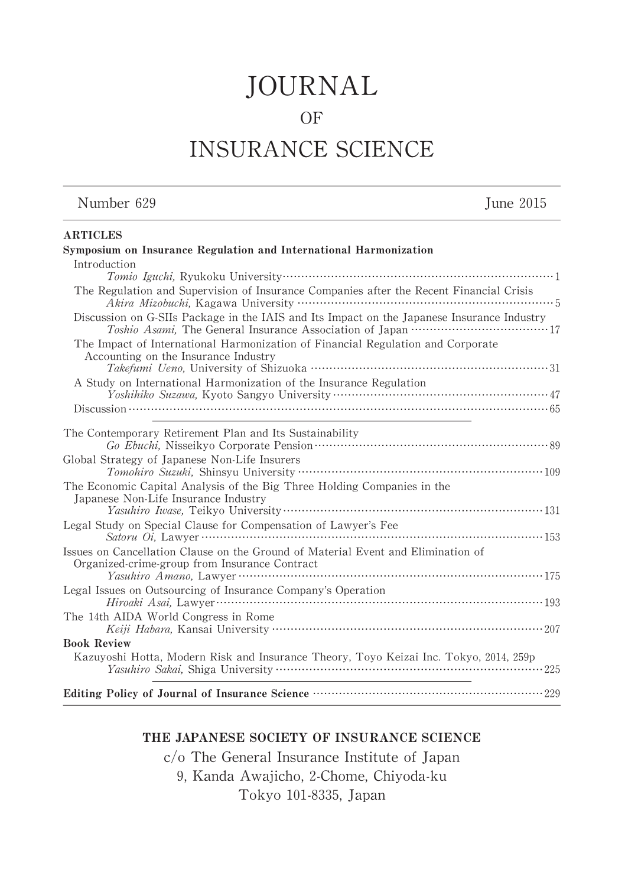# JOURNAL
## OF
# INSURANCE SCIENCE

Number 629 June 2015

**ARTICLES**

**Symposium on Insurance Regulation and International Harmonization**

Introduction
*Tomio Iguchi,* Ryukoku University ..... 1

The Regulation and Supervision of Insurance Companies after the Recent Financial Crisis
*Akira Mizobuchi,* Kagawa University ..... 5

Discussion on G-SIIs Package in the IAIS and Its Impact on the Japanese Insurance Industry
*Toshio Asami,* The General Insurance Association of Japan ..... 17

The Impact of International Harmonization of Financial Regulation and Corporate Accounting on the Insurance Industry
*Takefumi Ueno,* University of Shizuoka ..... 31

A Study on International Harmonization of the Insurance Regulation
*Yoshihiko Suzawa,* Kyoto Sangyo University ..... 47

Discussion ..... 65

---

The Contemporary Retirement Plan and Its Sustainability
*Go Ebuchi,* Nisseikyo Corporate Pension ..... 89

Global Strategy of Japanese Non-Life Insurers
*Tomohiro Suzuki,* Shinsyu University ..... 109

The Economic Capital Analysis of the Big Three Holding Companies in the Japanese Non-Life Insurance Industry
*Yasuhiro Iwase,* Teikyo University ..... 131

Legal Study on Special Clause for Compensation of Lawyer's Fee
*Satoru Oi,* Lawyer ..... 153

Issues on Cancellation Clause on the Ground of Material Event and Elimination of Organized-crime-group from Insurance Contract
*Yasuhiro Amano,* Lawyer ..... 175

Legal Issues on Outsourcing of Insurance Company's Operation
*Hiroaki Asai,* Lawyer ..... 193

The 14th AIDA World Congress in Rome
*Keiji Habara,* Kansai University ..... 207

**Book Review**

Kazuyoshi Hotta, Modern Risk and Insurance Theory, Toyo Keizai Inc. Tokyo, 2014, 259p
*Yasuhiro Sakai,* Shiga University ..... 225

---

**Editing Policy of Journal of Insurance Science** ..... 229

---

**THE JAPANESE SOCIETY OF INSURANCE SCIENCE**

c/o The General Insurance Institute of Japan
9, Kanda Awajicho, 2-Chome, Chiyoda-ku
Tokyo 101-8335, Japan